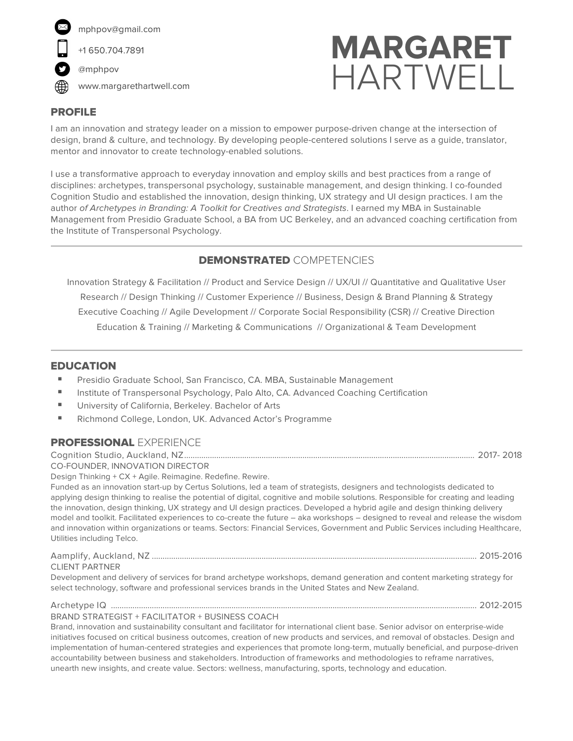mphpov@gmail.com

+1 650.704.7891

@mphpov

www.margarethartwell.com

# MARGARET HARTWELL

## PROFILE

I am an innovation and strategy leader on a mission to empower purpose-driven change at the intersection of design, brand & culture, and technology. By developing people-centered solutions I serve as a guide, translator, mentor and innovator to create technology-enabled solutions.

I use a transformative approach to everyday innovation and employ skills and best practices from a range of disciplines: archetypes, transpersonal psychology, sustainable management, and design thinking. I co-founded Cognition Studio and established the innovation, design thinking, UX strategy and UI design practices. I am the author *of Archetypes in Branding: A Toolkit for Creatives and Strategists*. I earned my MBA in Sustainable Management from Presidio Graduate School, a BA from UC Berkeley, and an advanced coaching certification from the Institute of Transpersonal Psychology.

---

## **DEMONSTRATED** COMPETENCIES

Innovation Strategy & Facilitation // Product and Service Design // UX/UI // Quantitative and Qualitative User Research // Design Thinking // Customer Experience // Business, Design & Brand Planning & Strategy Executive Coaching // Agile Development // Corporate Social Responsibility (CSR) // Creative Direction Education & Training // Marketing & Communications // Organizational & Team Development

---

## EDUCATION

- Presidio Graduate School, San Francisco, CA. MBA, Sustainable Management
- Institute of Transpersonal Psychology, Palo Alto, CA. Advanced Coaching Certification
- University of California, Berkeley. Bachelor of Arts
- Richmond College, London, UK. Advanced Actor's Programme

## **PROFESSIONAL** EXPERIENCE

Cognition Studio, Auckland, NZ ........ 2017- 2018
CO-FOUNDER, INNOVATION DIRECTOR
Design Thinking + CX + Agile. Reimagine. Redefine. Rewire.
Funded as an innovation start-up by Certus Solutions, led a team of strategists, designers and technologists dedicated to applying design thinking to realise the potential of digital, cognitive and mobile solutions. Responsible for creating and leading the innovation, design thinking, UX strategy and UI design practices. Developed a hybrid agile and design thinking delivery model and toolkit. Facilitated experiences to co-create the future – aka workshops – designed to reveal and release the wisdom and innovation within organizations or teams. Sectors: Financial Services, Government and Public Services including Healthcare, Utilities including Telco.

Aamplify, Auckland, NZ ........ 2015-2016
CLIENT PARTNER
Development and delivery of services for brand archetype workshops, demand generation and content marketing strategy for select technology, software and professional services brands in the United States and New Zealand.

Archetype IQ ........ 2012-2015
BRAND STRATEGIST + FACILITATOR + BUSINESS COACH
Brand, innovation and sustainability consultant and facilitator for international client base. Senior advisor on enterprise-wide initiatives focused on critical business outcomes, creation of new products and services, and removal of obstacles. Design and implementation of human-centered strategies and experiences that promote long-term, mutually beneficial, and purpose-driven accountability between business and stakeholders. Introduction of frameworks and methodologies to reframe narratives, unearth new insights, and create value. Sectors: wellness, manufacturing, sports, technology and education.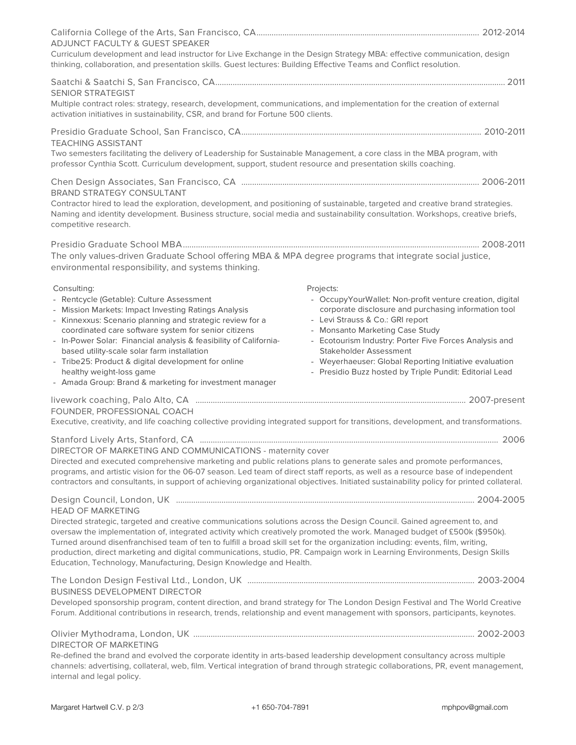California College of the Arts, San Francisco, CA ........................................ 2012-2014
ADJUNCT FACULTY & GUEST SPEAKER
Curriculum development and lead instructor for Live Exchange in the Design Strategy MBA: effective communication, design thinking, collaboration, and presentation skills. Guest lectures: Building Effective Teams and Conflict resolution.

Saatchi & Saatchi S, San Francisco, CA ........................................ 2011
SENIOR STRATEGIST
Multiple contract roles: strategy, research, development, communications, and implementation for the creation of external activation initiatives in sustainability, CSR, and brand for Fortune 500 clients.

Presidio Graduate School, San Francisco, CA ........................................ 2010-2011
TEACHING ASSISTANT
Two semesters facilitating the delivery of Leadership for Sustainable Management, a core class in the MBA program, with professor Cynthia Scott. Curriculum development, support, student resource and presentation skills coaching.

Chen Design Associates, San Francisco, CA ........................................ 2006-2011
BRAND STRATEGY CONSULTANT
Contractor hired to lead the exploration, development, and positioning of sustainable, targeted and creative brand strategies. Naming and identity development. Business structure, social media and sustainability consultation. Workshops, creative briefs, competitive research.

Presidio Graduate School MBA ........................................ 2008-2011
The only values-driven Graduate School offering MBA & MPA degree programs that integrate social justice, environmental responsibility, and systems thinking.

Consulting:
- Rentcycle (Getable): Culture Assessment
- Mission Markets: Impact Investing Ratings Analysis
- Kinnexxus: Scenario planning and strategic review for a coordinated care software system for senior citizens
- In-Power Solar: Financial analysis & feasibility of California-based utility-scale solar farm installation
- Tribe25: Product & digital development for online healthy weight-loss game
- Amada Group: Brand & marketing for investment manager

Projects:
- OccupyYourWallet: Non-profit venture creation, digital corporate disclosure and purchasing information tool
- Levi Strauss & Co.: GRI report
- Monsanto Marketing Case Study
- Ecotourism Industry: Porter Five Forces Analysis and Stakeholder Assessment
- Weyerhaeuser: Global Reporting Initiative evaluation
- Presidio Buzz hosted by Triple Pundit: Editorial Lead

livework coaching, Palo Alto, CA ........................................ 2007-present
FOUNDER, PROFESSIONAL COACH
Executive, creativity, and life coaching collective providing integrated support for transitions, development, and transformations.

Stanford Lively Arts, Stanford, CA ........................................ 2006
DIRECTOR OF MARKETING AND COMMUNICATIONS - maternity cover
Directed and executed comprehensive marketing and public relations plans to generate sales and promote performances, programs, and artistic vision for the 06-07 season. Led team of direct staff reports, as well as a resource base of independent contractors and consultants, in support of achieving organizational objectives. Initiated sustainability policy for printed collateral.

Design Council, London, UK ........................................ 2004-2005
HEAD OF MARKETING
Directed strategic, targeted and creative communications solutions across the Design Council. Gained agreement to, and oversaw the implementation of, integrated activity which creatively promoted the work. Managed budget of £500k ($950k). Turned around disenfranchised team of ten to fulfill a broad skill set for the organization including: events, film, writing, production, direct marketing and digital communications, studio, PR. Campaign work in Learning Environments, Design Skills Education, Technology, Manufacturing, Design Knowledge and Health.

The London Design Festival Ltd., London, UK ........................................ 2003-2004
BUSINESS DEVELOPMENT DIRECTOR
Developed sponsorship program, content direction, and brand strategy for The London Design Festival and The World Creative Forum. Additional contributions in research, trends, relationship and event management with sponsors, participants, keynotes.

Olivier Mythodrama, London, UK ........................................ 2002-2003
DIRECTOR OF MARKETING
Re-defined the brand and evolved the corporate identity in arts-based leadership development consultancy across multiple channels: advertising, collateral, web, film. Vertical integration of brand through strategic collaborations, PR, event management, internal and legal policy.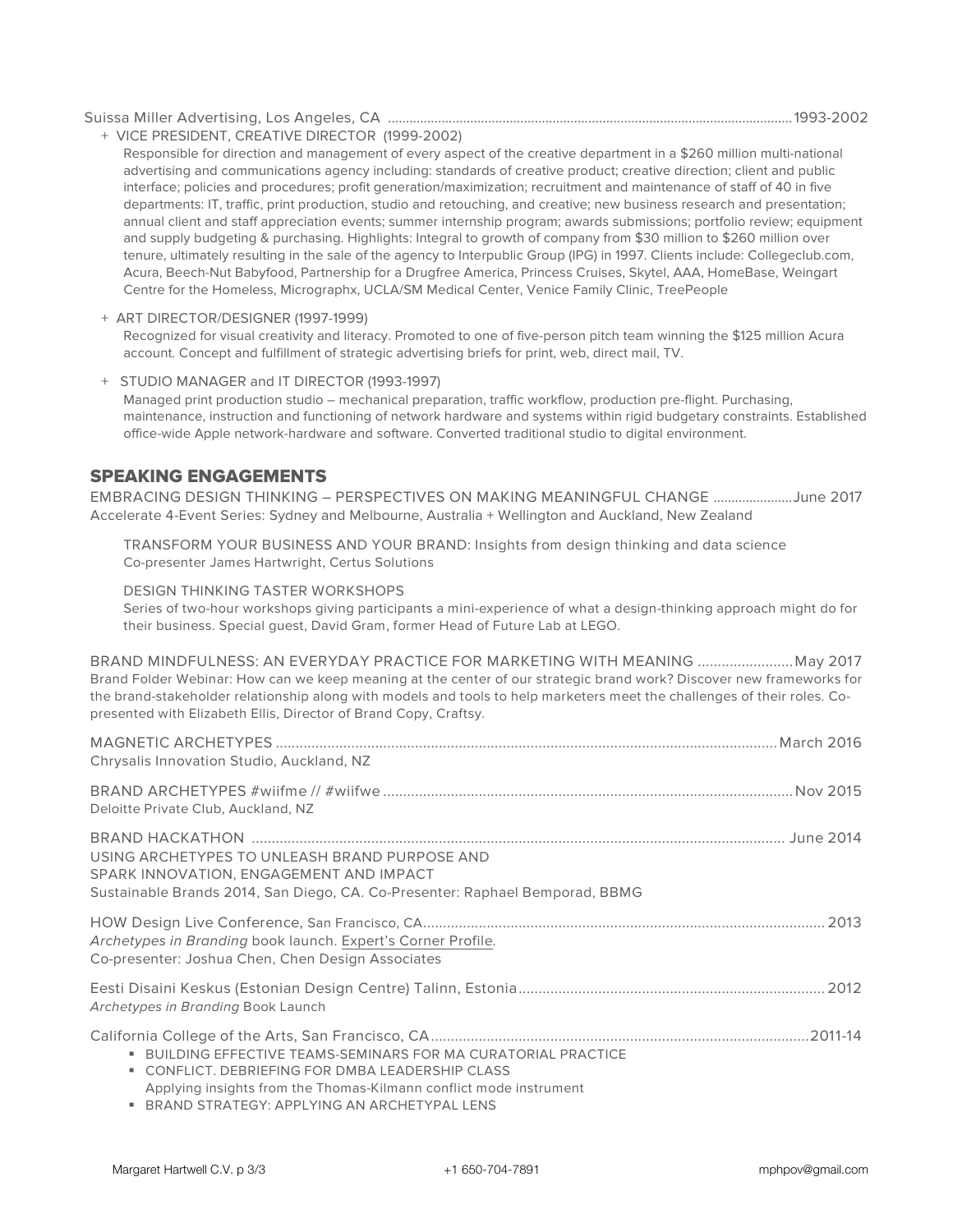Suissa Miller Advertising, Los Angeles, CA ............................................................ 1993-2002

+ VICE PRESIDENT, CREATIVE DIRECTOR (1999-2002)
  Responsible for direction and management of every aspect of the creative department in a $260 million multi-national advertising and communications agency including: standards of creative product; creative direction; client and public interface; policies and procedures; profit generation/maximization; recruitment and maintenance of staff of 40 in five departments: IT, traffic, print production, studio and retouching, and creative; new business research and presentation; annual client and staff appreciation events; summer internship program; awards submissions; portfolio review; equipment and supply budgeting & purchasing. Highlights: Integral to growth of company from $30 million to $260 million over tenure, ultimately resulting in the sale of the agency to Interpublic Group (IPG) in 1997. Clients include: Collegeclub.com, Acura, Beech-Nut Babyfood, Partnership for a Drugfree America, Princess Cruises, Skytel, AAA, HomeBase, Weingart Centre for the Homeless, Micrographx, UCLA/SM Medical Center, Venice Family Clinic, TreePeople

+ ART DIRECTOR/DESIGNER (1997-1999)
  Recognized for visual creativity and literacy. Promoted to one of five-person pitch team winning the $125 million Acura account. Concept and fulfillment of strategic advertising briefs for print, web, direct mail, TV.

+ STUDIO MANAGER and IT DIRECTOR (1993-1997)
  Managed print production studio – mechanical preparation, traffic workflow, production pre-flight. Purchasing, maintenance, instruction and functioning of network hardware and systems within rigid budgetary constraints. Established office-wide Apple network-hardware and software. Converted traditional studio to digital environment.

## SPEAKING ENGAGEMENTS

EMBRACING DESIGN THINKING – PERSPECTIVES ON MAKING MEANINGFUL CHANGE ...................... June 2017
Accelerate 4-Event Series: Sydney and Melbourne, Australia + Wellington and Auckland, New Zealand

TRANSFORM YOUR BUSINESS AND YOUR BRAND: Insights from design thinking and data science
Co-presenter James Hartwright, Certus Solutions

DESIGN THINKING TASTER WORKSHOPS
Series of two-hour workshops giving participants a mini-experience of what a design-thinking approach might do for their business. Special guest, David Gram, former Head of Future Lab at LEGO.

BRAND MINDFULNESS: AN EVERYDAY PRACTICE FOR MARKETING WITH MEANING ........................ May 2017
Brand Folder Webinar: How can we keep meaning at the center of our strategic brand work? Discover new frameworks for the brand-stakeholder relationship along with models and tools to help marketers meet the challenges of their roles. Co-presented with Elizabeth Ellis, Director of Brand Copy, Craftsy.

MAGNETIC ARCHETYPES ............................................................ March 2016
Chrysalis Innovation Studio, Auckland, NZ

BRAND ARCHETYPES #wiifme // #wiifwe ............................................................ Nov 2015
Deloitte Private Club, Auckland, NZ

BRAND HACKATHON ............................................................ June 2014
USING ARCHETYPES TO UNLEASH BRAND PURPOSE AND
SPARK INNOVATION, ENGAGEMENT AND IMPACT
Sustainable Brands 2014, San Diego, CA. Co-Presenter: Raphael Bemporad, BBMG

HOW Design Live Conference, San Francisco, CA ............................................................ 2013
*Archetypes in Branding* book launch. Expert's Corner Profile.
Co-presenter: Joshua Chen, Chen Design Associates

Eesti Disaini Keskus (Estonian Design Centre) Talinn, Estonia ............................................................ 2012
*Archetypes in Branding* Book Launch

California College of the Arts, San Francisco, CA ............................................................ 2011-14

- BUILDING EFFECTIVE TEAMS-SEMINARS FOR MA CURATORIAL PRACTICE
- CONFLICT. DEBRIEFING FOR DMBA LEADERSHIP CLASS
  Applying insights from the Thomas-Kilmann conflict mode instrument
- BRAND STRATEGY: APPLYING AN ARCHETYPAL LENS